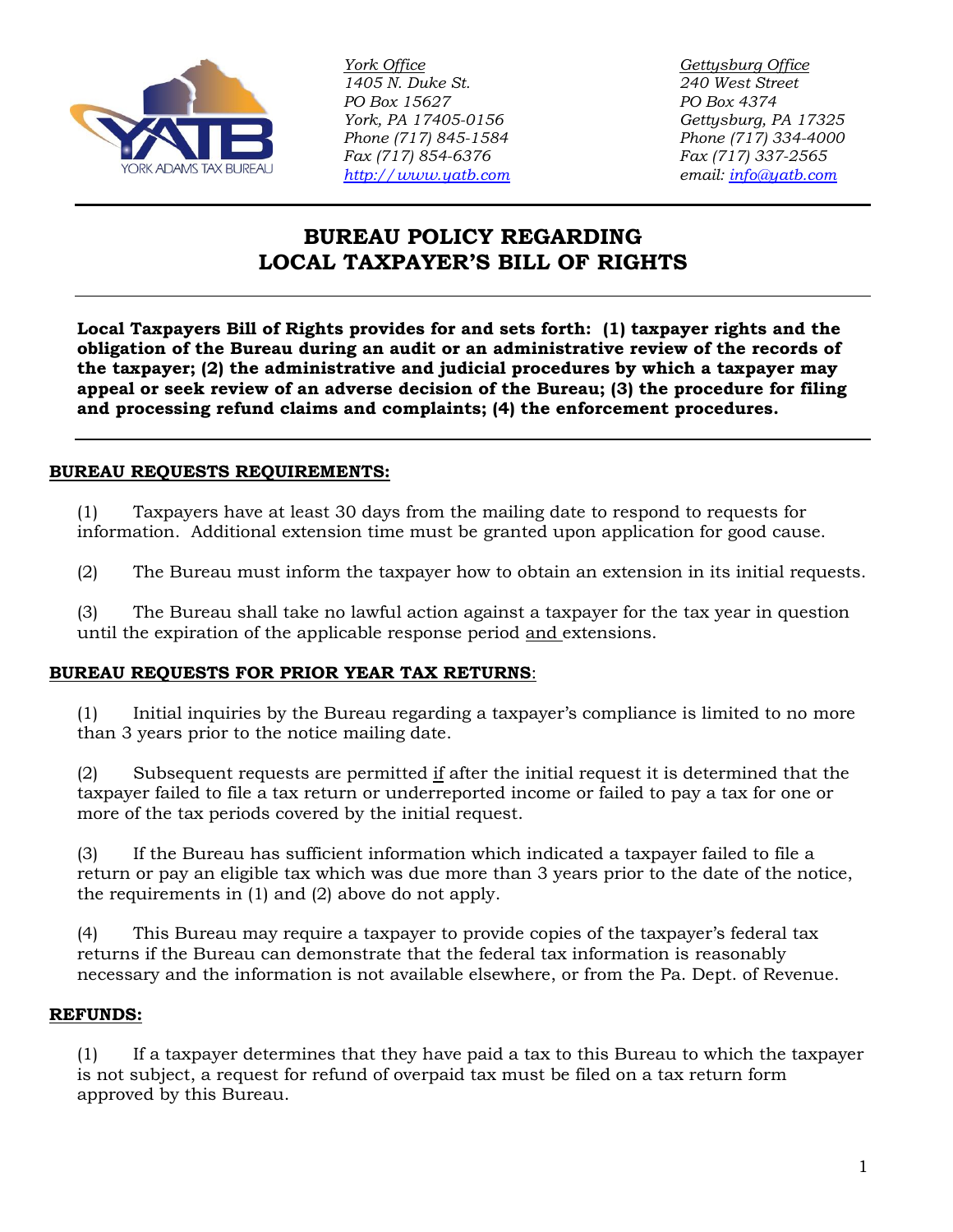*York Office*
*1405 N. Duke St.*
*PO Box 15627*
*York, PA 17405-0156*
*Phone (717) 845-1584*
*Fax (717) 854-6376*
*http://www.yatb.com*

*Gettysburg Office*
*240 West Street*
*PO Box 4374*
*Gettysburg, PA 17325*
*Phone (717) 334-4000*
*Fax (717) 337-2565*
*email: info@yatb.com*

# BUREAU POLICY REGARDING LOCAL TAXPAYER'S BILL OF RIGHTS

**Local Taxpayers Bill of Rights provides for and sets forth: (1) taxpayer rights and the obligation of the Bureau during an audit or an administrative review of the records of the taxpayer; (2) the administrative and judicial procedures by which a taxpayer may appeal or seek review of an adverse decision of the Bureau; (3) the procedure for filing and processing refund claims and complaints; (4) the enforcement procedures.**

## BUREAU REQUESTS REQUIREMENTS:

(1) Taxpayers have at least 30 days from the mailing date to respond to requests for information. Additional extension time must be granted upon application for good cause.

(2) The Bureau must inform the taxpayer how to obtain an extension in its initial requests.

(3) The Bureau shall take no lawful action against a taxpayer for the tax year in question until the expiration of the applicable response period and extensions.

## BUREAU REQUESTS FOR PRIOR YEAR TAX RETURNS:

(1) Initial inquiries by the Bureau regarding a taxpayer's compliance is limited to no more than 3 years prior to the notice mailing date.

(2) Subsequent requests are permitted if after the initial request it is determined that the taxpayer failed to file a tax return or underreported income or failed to pay a tax for one or more of the tax periods covered by the initial request.

(3) If the Bureau has sufficient information which indicated a taxpayer failed to file a return or pay an eligible tax which was due more than 3 years prior to the date of the notice, the requirements in (1) and (2) above do not apply.

(4) This Bureau may require a taxpayer to provide copies of the taxpayer's federal tax returns if the Bureau can demonstrate that the federal tax information is reasonably necessary and the information is not available elsewhere, or from the Pa. Dept. of Revenue.

## REFUNDS:

(1) If a taxpayer determines that they have paid a tax to this Bureau to which the taxpayer is not subject, a request for refund of overpaid tax must be filed on a tax return form approved by this Bureau.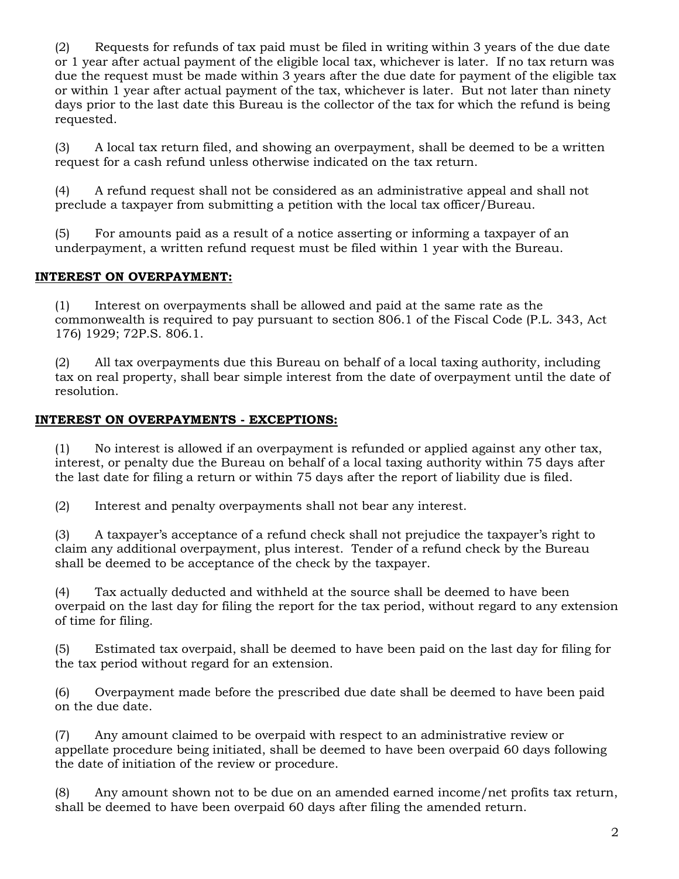(2) Requests for refunds of tax paid must be filed in writing within 3 years of the due date or 1 year after actual payment of the eligible local tax, whichever is later. If no tax return was due the request must be made within 3 years after the due date for payment of the eligible tax or within 1 year after actual payment of the tax, whichever is later. But not later than ninety days prior to the last date this Bureau is the collector of the tax for which the refund is being requested.

(3) A local tax return filed, and showing an overpayment, shall be deemed to be a written request for a cash refund unless otherwise indicated on the tax return.

(4) A refund request shall not be considered as an administrative appeal and shall not preclude a taxpayer from submitting a petition with the local tax officer/Bureau.

(5) For amounts paid as a result of a notice asserting or informing a taxpayer of an underpayment, a written refund request must be filed within 1 year with the Bureau.

**INTEREST ON OVERPAYMENT:**

(1) Interest on overpayments shall be allowed and paid at the same rate as the commonwealth is required to pay pursuant to section 806.1 of the Fiscal Code (P.L. 343, Act 176) 1929; 72P.S. 806.1.

(2) All tax overpayments due this Bureau on behalf of a local taxing authority, including tax on real property, shall bear simple interest from the date of overpayment until the date of resolution.

**INTEREST ON OVERPAYMENTS - EXCEPTIONS:**

(1) No interest is allowed if an overpayment is refunded or applied against any other tax, interest, or penalty due the Bureau on behalf of a local taxing authority within 75 days after the last date for filing a return or within 75 days after the report of liability due is filed.

(2) Interest and penalty overpayments shall not bear any interest.

(3) A taxpayer's acceptance of a refund check shall not prejudice the taxpayer's right to claim any additional overpayment, plus interest. Tender of a refund check by the Bureau shall be deemed to be acceptance of the check by the taxpayer.

(4) Tax actually deducted and withheld at the source shall be deemed to have been overpaid on the last day for filing the report for the tax period, without regard to any extension of time for filing.

(5) Estimated tax overpaid, shall be deemed to have been paid on the last day for filing for the tax period without regard for an extension.

(6) Overpayment made before the prescribed due date shall be deemed to have been paid on the due date.

(7) Any amount claimed to be overpaid with respect to an administrative review or appellate procedure being initiated, shall be deemed to have been overpaid 60 days following the date of initiation of the review or procedure.

(8) Any amount shown not to be due on an amended earned income/net profits tax return, shall be deemed to have been overpaid 60 days after filing the amended return.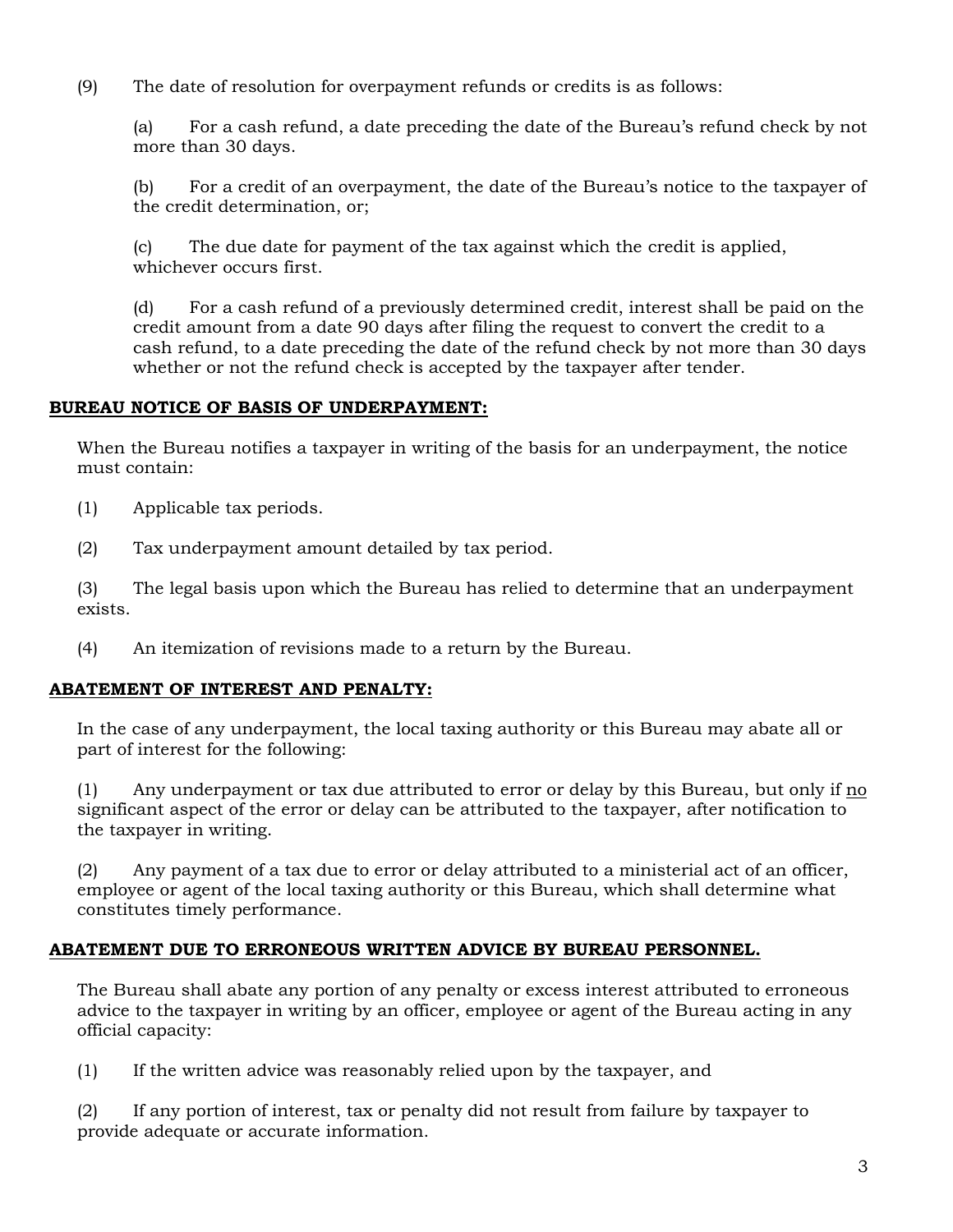(9) The date of resolution for overpayment refunds or credits is as follows:

(a) For a cash refund, a date preceding the date of the Bureau's refund check by not more than 30 days.

(b) For a credit of an overpayment, the date of the Bureau's notice to the taxpayer of the credit determination, or;

(c) The due date for payment of the tax against which the credit is applied, whichever occurs first.

(d) For a cash refund of a previously determined credit, interest shall be paid on the credit amount from a date 90 days after filing the request to convert the credit to a cash refund, to a date preceding the date of the refund check by not more than 30 days whether or not the refund check is accepted by the taxpayer after tender.

**BUREAU NOTICE OF BASIS OF UNDERPAYMENT:**

When the Bureau notifies a taxpayer in writing of the basis for an underpayment, the notice must contain:

(1) Applicable tax periods.

(2) Tax underpayment amount detailed by tax period.

(3) The legal basis upon which the Bureau has relied to determine that an underpayment exists.

(4) An itemization of revisions made to a return by the Bureau.

**ABATEMENT OF INTEREST AND PENALTY:**

In the case of any underpayment, the local taxing authority or this Bureau may abate all or part of interest for the following:

(1) Any underpayment or tax due attributed to error or delay by this Bureau, but only if no significant aspect of the error or delay can be attributed to the taxpayer, after notification to the taxpayer in writing.

(2) Any payment of a tax due to error or delay attributed to a ministerial act of an officer, employee or agent of the local taxing authority or this Bureau, which shall determine what constitutes timely performance.

**ABATEMENT DUE TO ERRONEOUS WRITTEN ADVICE BY BUREAU PERSONNEL.**

The Bureau shall abate any portion of any penalty or excess interest attributed to erroneous advice to the taxpayer in writing by an officer, employee or agent of the Bureau acting in any official capacity:

(1) If the written advice was reasonably relied upon by the taxpayer, and

(2) If any portion of interest, tax or penalty did not result from failure by taxpayer to provide adequate or accurate information.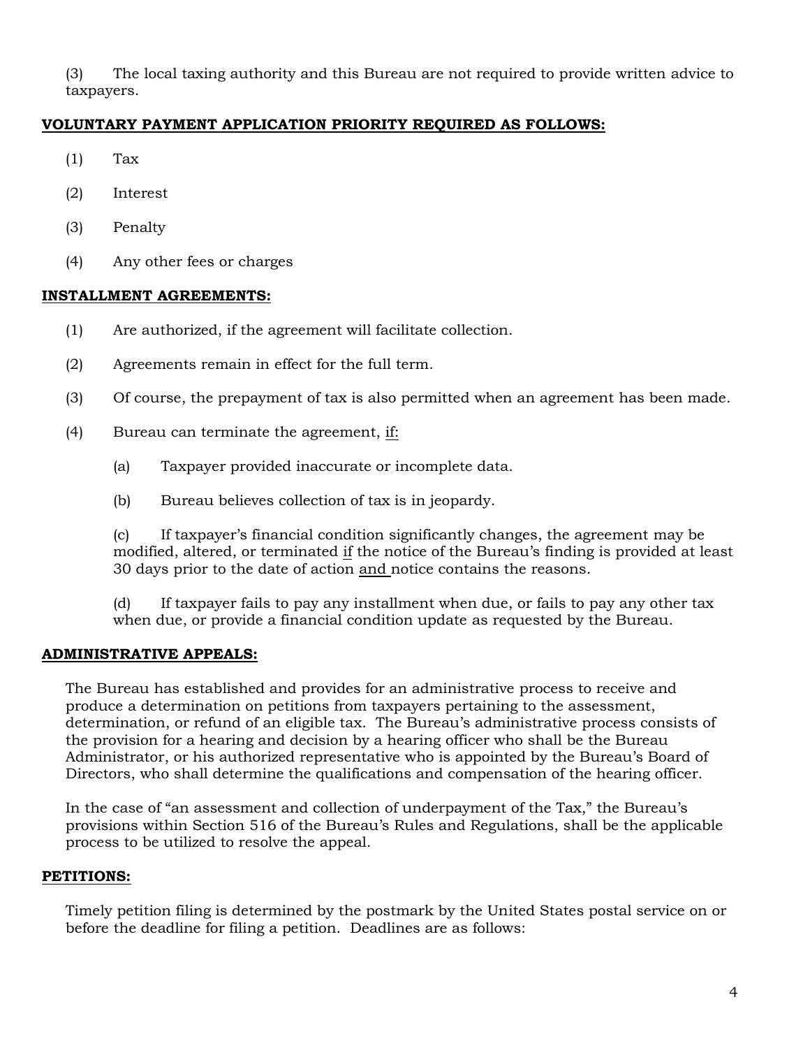(3) The local taxing authority and this Bureau are not required to provide written advice to taxpayers.

**<u>VOLUNTARY PAYMENT APPLICATION PRIORITY REQUIRED AS FOLLOWS:</u>**

(1) Tax

(2) Interest

(3) Penalty

(4) Any other fees or charges

**<u>INSTALLMENT AGREEMENTS:</u>**

(1) Are authorized, if the agreement will facilitate collection.

(2) Agreements remain in effect for the full term.

(3) Of course, the prepayment of tax is also permitted when an agreement has been made.

(4) Bureau can terminate the agreement, <u>if:</u>

   (a) Taxpayer provided inaccurate or incomplete data.

   (b) Bureau believes collection of tax is in jeopardy.

   (c) If taxpayer's financial condition significantly changes, the agreement may be modified, altered, or terminated <u>if</u> the notice of the Bureau's finding is provided at least 30 days prior to the date of action <u>and</u> notice contains the reasons.

   (d) If taxpayer fails to pay any installment when due, or fails to pay any other tax when due, or provide a financial condition update as requested by the Bureau.

**<u>ADMINISTRATIVE APPEALS:</u>**

The Bureau has established and provides for an administrative process to receive and produce a determination on petitions from taxpayers pertaining to the assessment, determination, or refund of an eligible tax. The Bureau's administrative process consists of the provision for a hearing and decision by a hearing officer who shall be the Bureau Administrator, or his authorized representative who is appointed by the Bureau's Board of Directors, who shall determine the qualifications and compensation of the hearing officer.

In the case of "an assessment and collection of underpayment of the Tax," the Bureau's provisions within Section 516 of the Bureau's Rules and Regulations, shall be the applicable process to be utilized to resolve the appeal.

**<u>PETITIONS:</u>**

Timely petition filing is determined by the postmark by the United States postal service on or before the deadline for filing a petition. Deadlines are as follows: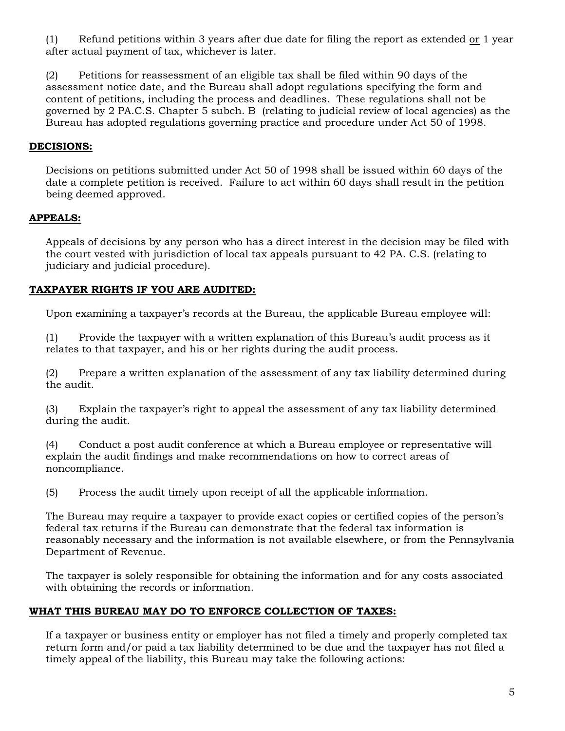(1) Refund petitions within 3 years after due date for filing the report as extended <u>or</u> 1 year after actual payment of tax, whichever is later.

(2) Petitions for reassessment of an eligible tax shall be filed within 90 days of the assessment notice date, and the Bureau shall adopt regulations specifying the form and content of petitions, including the process and deadlines. These regulations shall not be governed by 2 PA.C.S. Chapter 5 subch. B (relating to judicial review of local agencies) as the Bureau has adopted regulations governing practice and procedure under Act 50 of 1998.

**<u>DECISIONS:</u>**

Decisions on petitions submitted under Act 50 of 1998 shall be issued within 60 days of the date a complete petition is received. Failure to act within 60 days shall result in the petition being deemed approved.

**<u>APPEALS:</u>**

Appeals of decisions by any person who has a direct interest in the decision may be filed with the court vested with jurisdiction of local tax appeals pursuant to 42 PA. C.S. (relating to judiciary and judicial procedure).

**<u>TAXPAYER RIGHTS IF YOU ARE AUDITED:</u>**

Upon examining a taxpayer's records at the Bureau, the applicable Bureau employee will:

(1) Provide the taxpayer with a written explanation of this Bureau's audit process as it relates to that taxpayer, and his or her rights during the audit process.

(2) Prepare a written explanation of the assessment of any tax liability determined during the audit.

(3) Explain the taxpayer's right to appeal the assessment of any tax liability determined during the audit.

(4) Conduct a post audit conference at which a Bureau employee or representative will explain the audit findings and make recommendations on how to correct areas of noncompliance.

(5) Process the audit timely upon receipt of all the applicable information.

The Bureau may require a taxpayer to provide exact copies or certified copies of the person's federal tax returns if the Bureau can demonstrate that the federal tax information is reasonably necessary and the information is not available elsewhere, or from the Pennsylvania Department of Revenue.

The taxpayer is solely responsible for obtaining the information and for any costs associated with obtaining the records or information.

**<u>WHAT THIS BUREAU MAY DO TO ENFORCE COLLECTION OF TAXES:</u>**

If a taxpayer or business entity or employer has not filed a timely and properly completed tax return form and/or paid a tax liability determined to be due and the taxpayer has not filed a timely appeal of the liability, this Bureau may take the following actions: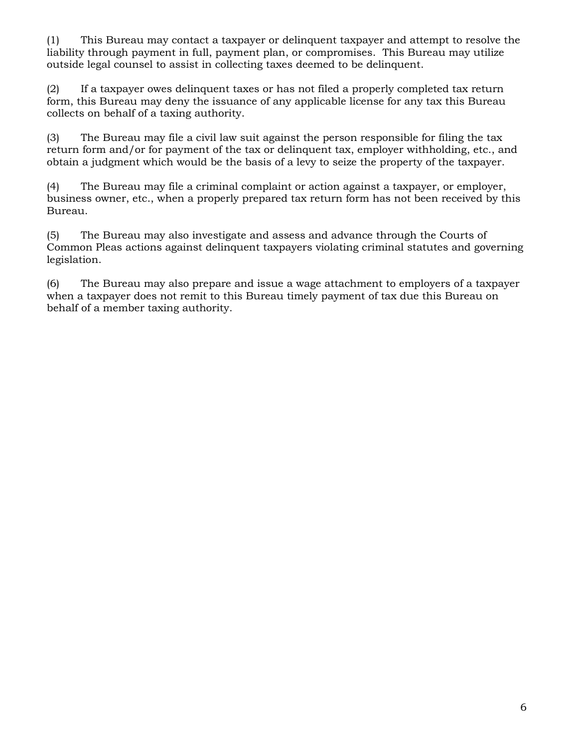(1) This Bureau may contact a taxpayer or delinquent taxpayer and attempt to resolve the liability through payment in full, payment plan, or compromises. This Bureau may utilize outside legal counsel to assist in collecting taxes deemed to be delinquent.

(2) If a taxpayer owes delinquent taxes or has not filed a properly completed tax return form, this Bureau may deny the issuance of any applicable license for any tax this Bureau collects on behalf of a taxing authority.

(3) The Bureau may file a civil law suit against the person responsible for filing the tax return form and/or for payment of the tax or delinquent tax, employer withholding, etc., and obtain a judgment which would be the basis of a levy to seize the property of the taxpayer.

(4) The Bureau may file a criminal complaint or action against a taxpayer, or employer, business owner, etc., when a properly prepared tax return form has not been received by this Bureau.

(5) The Bureau may also investigate and assess and advance through the Courts of Common Pleas actions against delinquent taxpayers violating criminal statutes and governing legislation.

(6) The Bureau may also prepare and issue a wage attachment to employers of a taxpayer when a taxpayer does not remit to this Bureau timely payment of tax due this Bureau on behalf of a member taxing authority.